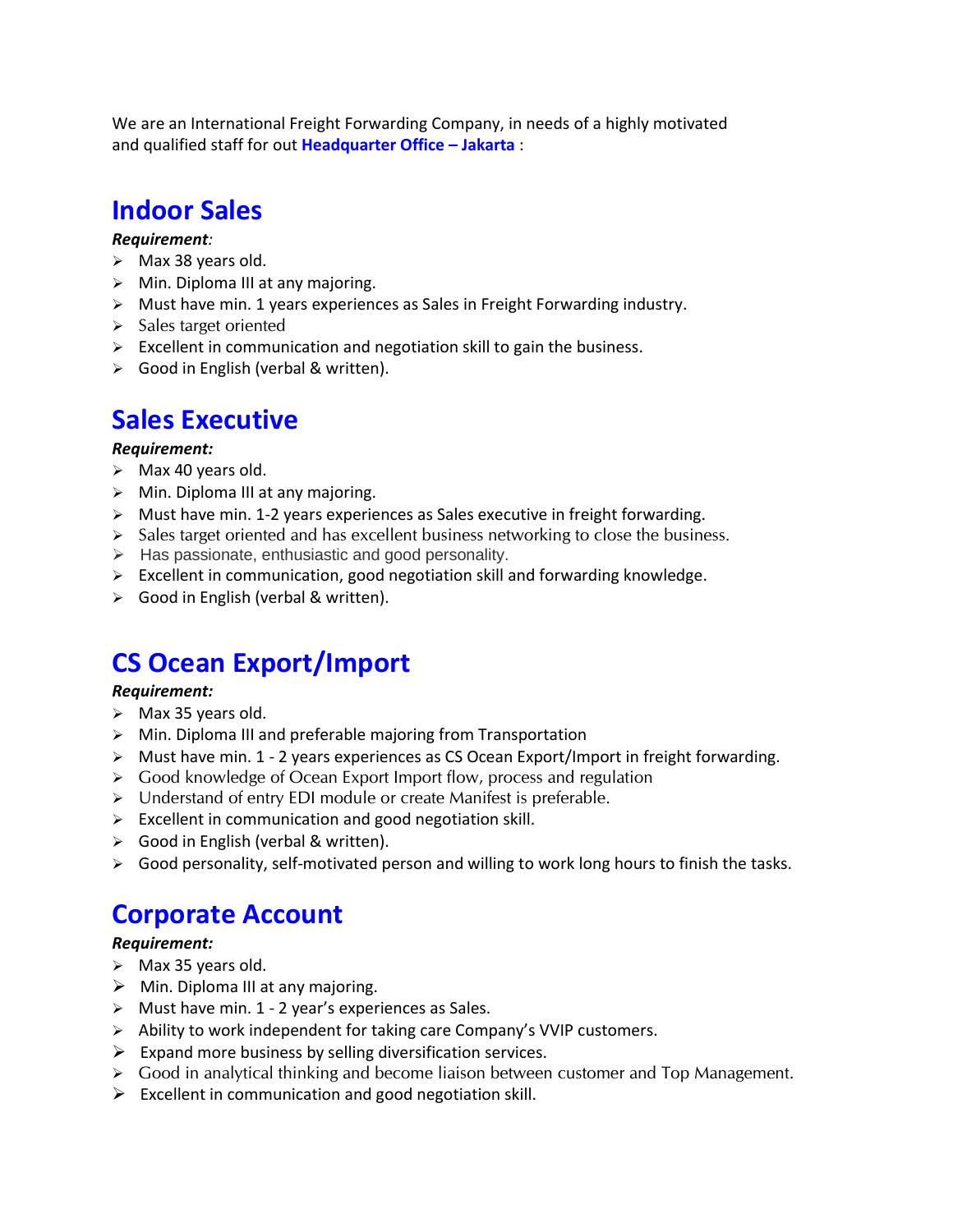We are an International Freight Forwarding Company, in needs of a highly motivated and qualified staff for out **Headquarter Office – Jakarta** :

## Indoor Sales

***Requirement:***

- Max 38 years old.
- Min. Diploma III at any majoring.
- Must have min. 1 years experiences as Sales in Freight Forwarding industry.
- Sales target oriented
- Excellent in communication and negotiation skill to gain the business.
- Good in English (verbal & written).

## Sales Executive

***Requirement:***

- Max 40 years old.
- Min. Diploma III at any majoring.
- Must have min. 1-2 years experiences as Sales executive in freight forwarding.
- Sales target oriented and has excellent business networking to close the business.
- Has passionate, enthusiastic and good personality.
- Excellent in communication, good negotiation skill and forwarding knowledge.
- Good in English (verbal & written).

## CS Ocean Export/Import

***Requirement:***

- Max 35 years old.
- Min. Diploma III and preferable majoring from Transportation
- Must have min. 1 - 2 years experiences as CS Ocean Export/Import in freight forwarding.
- Good knowledge of Ocean Export Import flow, process and regulation
- Understand of entry EDI module or create Manifest is preferable.
- Excellent in communication and good negotiation skill.
- Good in English (verbal & written).
- Good personality, self-motivated person and willing to work long hours to finish the tasks.

## Corporate Account

***Requirement:***

- Max 35 years old.
- Min. Diploma III at any majoring.
- Must have min. 1 - 2 year's experiences as Sales.
- Ability to work independent for taking care Company's VVIP customers.
- Expand more business by selling diversification services.
- Good in analytical thinking and become liaison between customer and Top Management.
- Excellent in communication and good negotiation skill.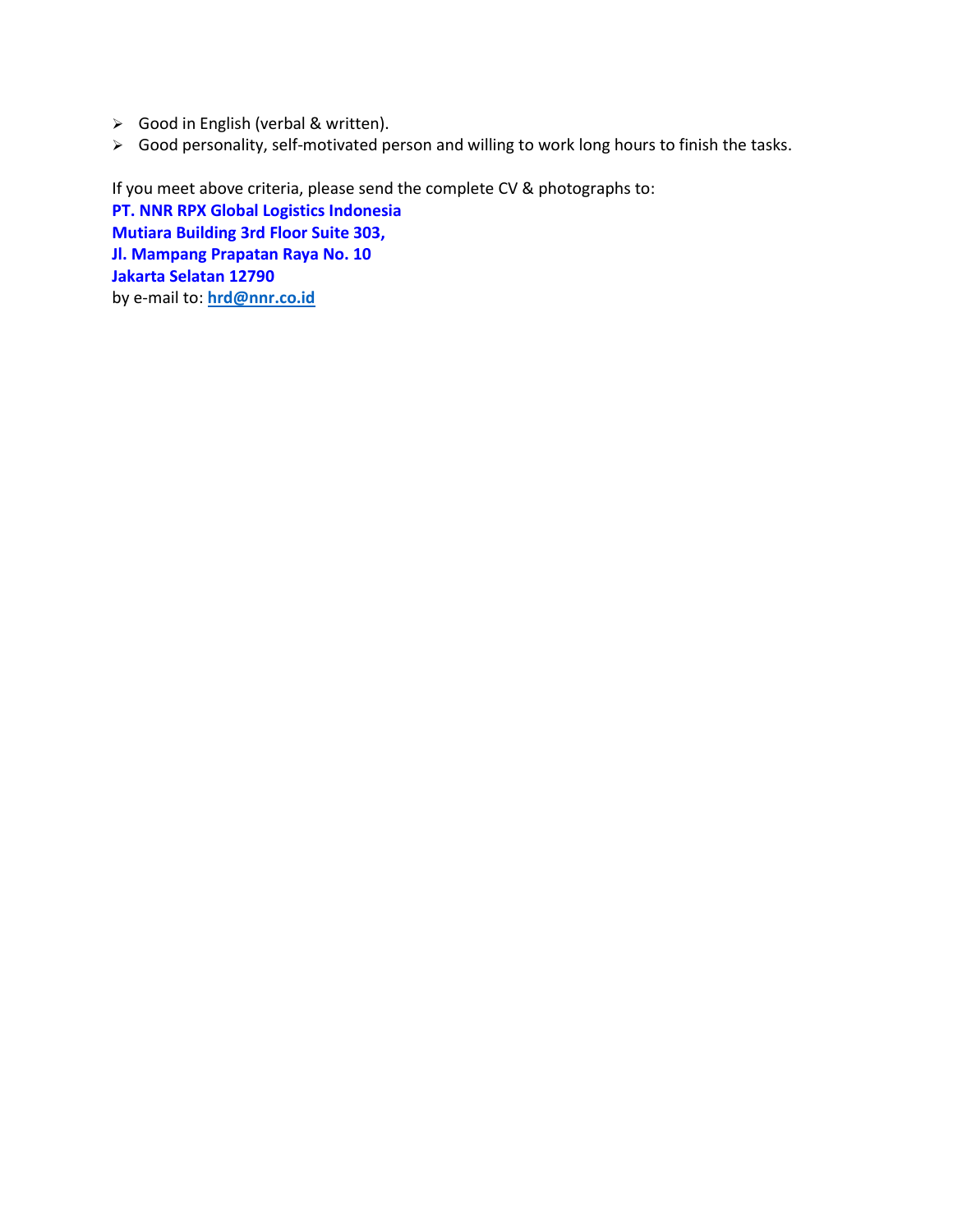- Good in English (verbal & written).
- Good personality, self-motivated person and willing to work long hours to finish the tasks.

If you meet above criteria, please send the complete CV & photographs to:
**PT. NNR RPX Global Logistics Indonesia**
**Mutiara Building 3rd Floor Suite 303,**
**Jl. Mampang Prapatan Raya No. 10**
**Jakarta Selatan 12790**
by e-mail to: **hrd@nnr.co.id**